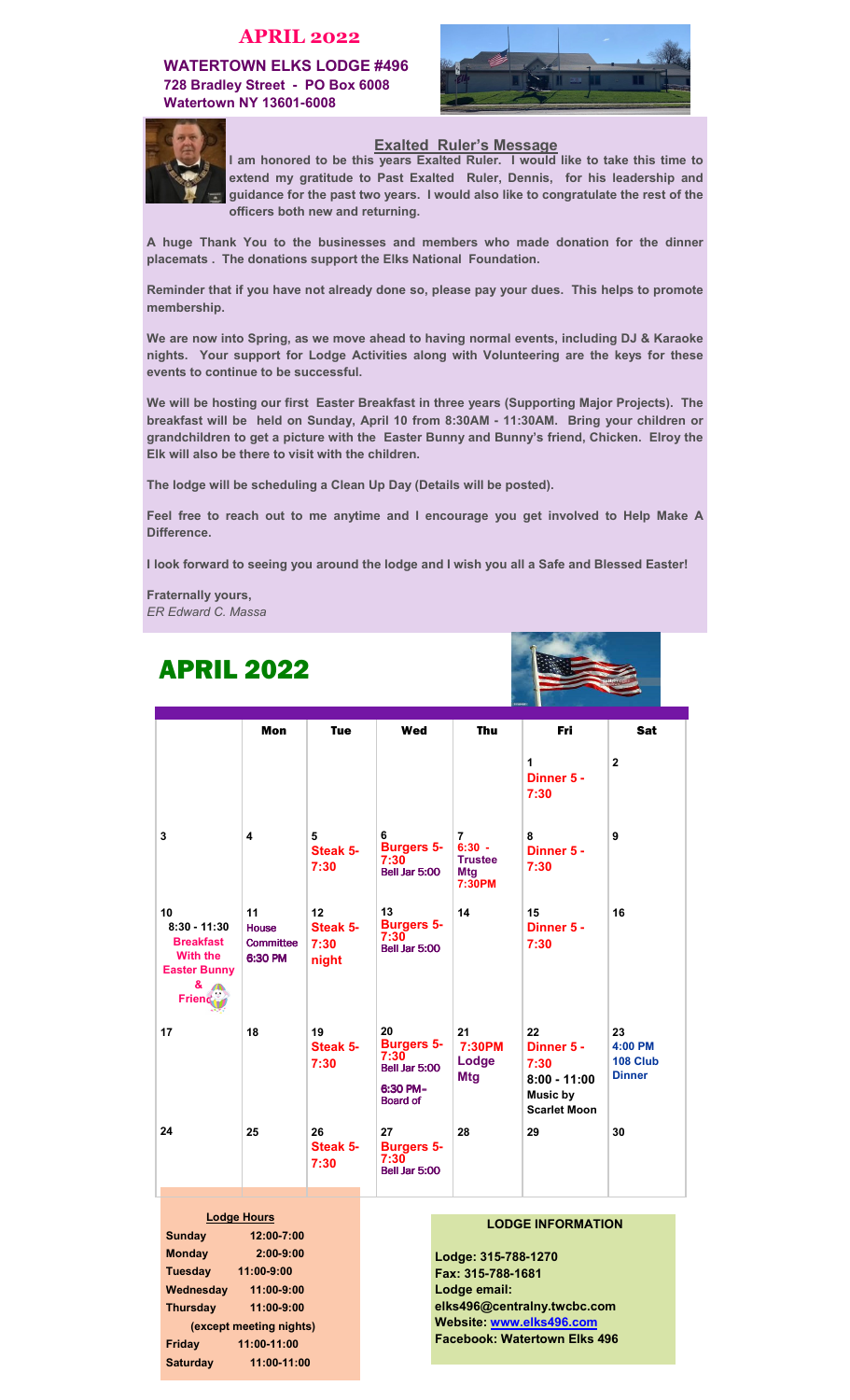# APRIL 2022

**WATERTOWN ELKS LODGE #496**
**728 Bradley Street - PO Box 6008**
**Watertown NY 13601-6008**

## Exalted Ruler's Message

**I am honored to be this years Exalted Ruler. I would like to take this time to extend my gratitude to Past Exalted Ruler, Dennis, for his leadership and guidance for the past two years. I would also like to congratulate the rest of the officers both new and returning.**

**A huge Thank You to the businesses and members who made donation for the dinner placemats . The donations support the Elks National Foundation.**

**Reminder that if you have not already done so, please pay your dues. This helps to promote membership.**

**We are now into Spring, as we move ahead to having normal events, including DJ & Karaoke nights. Your support for Lodge Activities along with Volunteering are the keys for these events to continue to be successful.**

**We will be hosting our first Easter Breakfast in three years (Supporting Major Projects). The breakfast will be held on Sunday, April 10 from 8:30AM - 11:30AM. Bring your children or grandchildren to get a picture with the Easter Bunny and Bunny's friend, Chicken. Elroy the Elk will also be there to visit with the children.**

**The lodge will be scheduling a Clean Up Day (Details will be posted).**

**Feel free to reach out to me anytime and I encourage you get involved to Help Make A Difference.**

**I look forward to seeing you around the lodge and I wish you all a Safe and Blessed Easter!**

**Fraternally yours,**
*ER Edward C. Massa*

# APRIL 2022

| Sun | Mon | Tue | Wed | Thu | Fri | Sat |
|---|---|---|---|---|---|---|
| | | | | | 1 Dinner 5 - 7:30 | 2 |
| 3 | 4 | 5 Steak 5-7:30 | 6 Burgers 5-7:30 Bell Jar 5:00 | 7 6:30 - Trustee Mtg 7:30PM | 8 Dinner 5 - 7:30 | 9 |
| 10 8:30 - 11:30 Breakfast With the Easter Bunny & Friend | 11 House Committee 6:30 PM | 12 Steak 5-7:30 night | 13 Burgers 5-7:30 Bell Jar 5:00 | 14 | 15 Dinner 5 - 7:30 | 16 |
| 17 | 18 | 19 Steak 5-7:30 | 20 Burgers 5-7:30 Bell Jar 5:00 6:30 PM- Board of | 21 7:30PM Lodge Mtg | 22 Dinner 5 - 7:30 8:00 - 11:00 Music by Scarlet Moon | 23 4:00 PM 108 Club Dinner |
| 24 | 25 | 26 Steak 5-7:30 | 27 Burgers 5-7:30 Bell Jar 5:00 | 28 | 29 | 30 |

**Lodge Hours**

| | |
|---|---|
| **Sunday** | **12:00-7:00** |
| **Monday** | **2:00-9:00** |
| **Tuesday** | **11:00-9:00** |
| **Wednesday** | **11:00-9:00** |
| **Thursday** | **11:00-9:00** |
| **(except meeting nights)** | |
| **Friday** | **11:00-11:00** |
| **Saturday** | **11:00-11:00** |

**LODGE INFORMATION**

**Lodge: 315-788-1270**
**Fax: 315-788-1681**
**Lodge email: elks496@centralny.twcbc.com**
**Website: www.elks496.com**
**Facebook: Watertown Elks 496**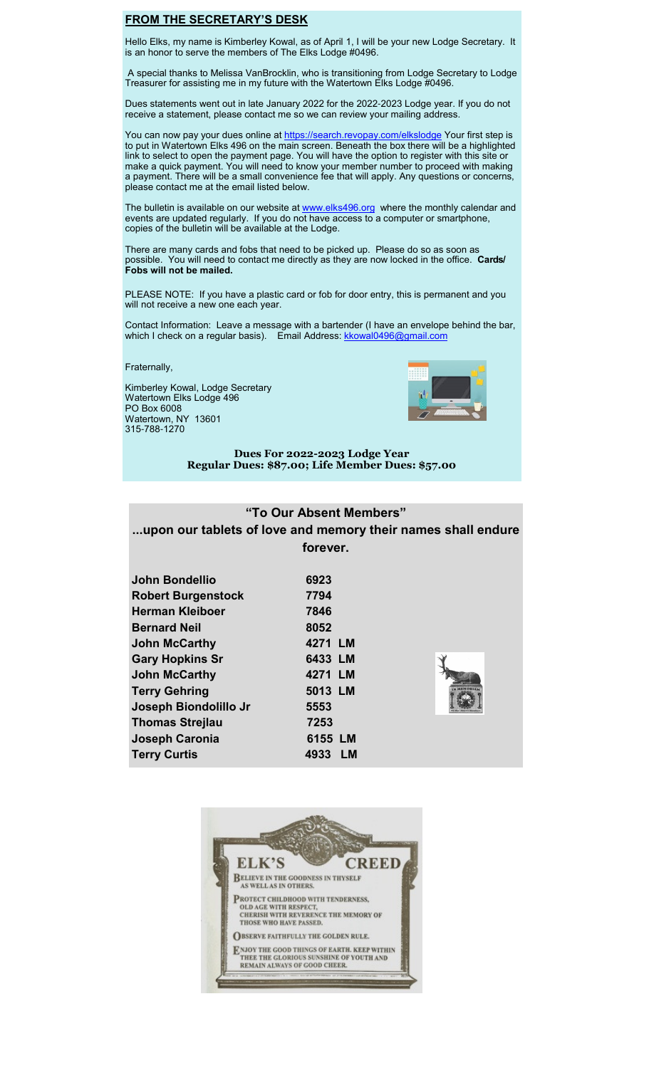## FROM THE SECRETARY'S DESK

Hello Elks, my name is Kimberley Kowal, as of April 1, I will be your new Lodge Secretary. It is an honor to serve the members of The Elks Lodge #0496.

A special thanks to Melissa VanBrocklin, who is transitioning from Lodge Secretary to Lodge Treasurer for assisting me in my future with the Watertown Elks Lodge #0496.

Dues statements went out in late January 2022 for the 2022-2023 Lodge year. If you do not receive a statement, please contact me so we can review your mailing address.

You can now pay your dues online at https://search.revopay.com/elkslodge Your first step is to put in Watertown Elks 496 on the main screen. Beneath the box there will be a highlighted link to select to open the payment page. You will have the option to register with this site or make a quick payment. You will need to know your member number to proceed with making a payment. There will be a small convenience fee that will apply. Any questions or concerns, please contact me at the email listed below.

The bulletin is available on our website at www.elks496.org where the monthly calendar and events are updated regularly. If you do not have access to a computer or smartphone, copies of the bulletin will be available at the Lodge.

There are many cards and fobs that need to be picked up. Please do so as soon as possible. You will need to contact me directly as they are now locked in the office. **Cards/ Fobs will not be mailed.**

PLEASE NOTE: If you have a plastic card or fob for door entry, this is permanent and you will not receive a new one each year.

Contact Information: Leave a message with a bartender (I have an envelope behind the bar, which I check on a regular basis). Email Address: kkowal0496@gmail.com

Fraternally,

Kimberley Kowal, Lodge Secretary
Watertown Elks Lodge 496
PO Box 6008
Watertown, NY 13601
315-788-1270

**Dues For 2022-2023 Lodge Year**
**Regular Dues: $87.00; Life Member Dues: $57.00**

## "To Our Absent Members"

**...upon our tablets of love and memory their names shall endure forever.**

| | |
|---|---|
| John Bondellio | 6923 |
| Robert Burgenstock | 7794 |
| Herman Kleiboer | 7846 |
| Bernard Neil | 8052 |
| John McCarthy | 4271 LM |
| Gary Hopkins Sr | 6433 LM |
| John McCarthy | 4271 LM |
| Terry Gehring | 5013 LM |
| Joseph Biondolillo Jr | 5553 |
| Thomas Strejlau | 7253 |
| Joseph Caronia | 6155 LM |
| Terry Curtis | 4933 LM |

## ELK'S CREED

BELIEVE IN THE GOODNESS IN THYSELF AS WELL AS IN OTHERS.

PROTECT CHILDHOOD WITH TENDERNESS, OLD AGE WITH RESPECT, CHERISH WITH REVERENCE THE MEMORY OF THOSE WHO HAVE PASSED.

OBSERVE FAITHFULLY THE GOLDEN RULE.

ENJOY THE GOOD THINGS OF EARTH. KEEP WITHIN THEE THE GLORIOUS SUNSHINE OF YOUTH AND REMAIN ALWAYS OF GOOD CHEER.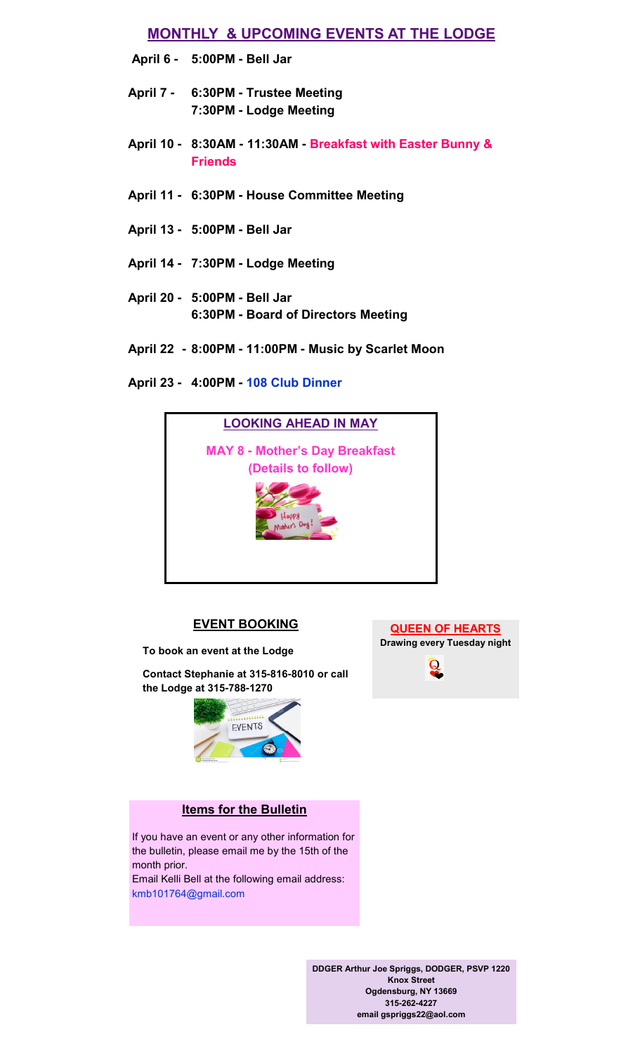## MONTHLY & UPCOMING EVENTS AT THE LODGE

**April 6 -** **5:00PM - Bell Jar**

**April 7 -** **6:30PM - Trustee Meeting**
**7:30PM - Lodge Meeting**

**April 10 -** **8:30AM - 11:30AM - Breakfast with Easter Bunny & Friends**

**April 11 -** **6:30PM - House Committee Meeting**

**April 13 -** **5:00PM - Bell Jar**

**April 14 -** **7:30PM - Lodge Meeting**

**April 20 -** **5:00PM - Bell Jar**
**6:30PM - Board of Directors Meeting**

**April 22 -** **8:00PM - 11:00PM - Music by Scarlet Moon**

**April 23 -** **4:00PM - 108 Club Dinner**

### LOOKING AHEAD IN MAY

**MAY 8 - Mother's Day Breakfast**
**(Details to follow)**

### EVENT BOOKING

**To book an event at the Lodge**

**Contact Stephanie at 315-816-8010 or call the Lodge at 315-788-1270**

### QUEEN OF HEARTS

**Drawing every Tuesday night**

### Items for the Bulletin

If you have an event or any other information for the bulletin, please email me by the 15th of the month prior.
Email Kelli Bell at the following email address:
kmb101764@gmail.com

**DDGER Arthur Joe Spriggs, DODGER, PSVP 1220**
**Knox Street**
**Ogdensburg, NY 13669**
**315-262-4227**
**email gspriggs22@aol.com**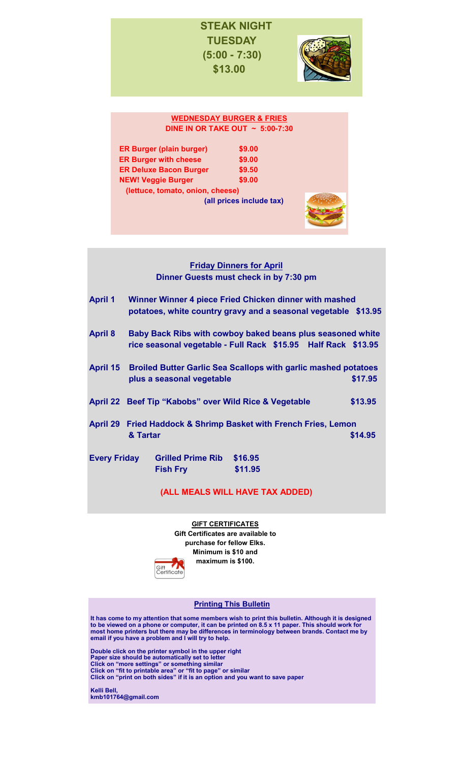## STEAK NIGHT TUESDAY (5:00 - 7:30) $13.00

### WEDNESDAY BURGER & FRIES

**DINE IN OR TAKE OUT ~ 5:00-7:30**

| | |
|---|---|
| **ER Burger (plain burger)** | **$9.00** |
| **ER Burger with cheese** | **$9.00** |
| **ER Deluxe Bacon Burger** | **$9.50** |
| **NEW! Veggie Burger** | **$9.00** |

**(lettuce, tomato, onion, cheese)**

**(all prices include tax)**

### Friday Dinners for April

**Dinner Guests must check in by 7:30 pm**

**April 1** Winner Winner 4 piece Fried Chicken dinner with mashed potatoes, white country gravy and a seasonal vegetable **$13.95**

**April 8** Baby Back Ribs with cowboy baked beans plus seasoned white rice seasonal vegetable - Full Rack **$15.95** Half Rack **$13.95**

**April 15** Broiled Butter Garlic Sea Scallops with garlic mashed potatoes plus a seasonal vegetable **$17.95**

**April 22** Beef Tip "Kabobs" over Wild Rice & Vegetable **$13.95**

**April 29** Fried Haddock & Shrimp Basket with French Fries, Lemon & Tartar **$14.95**

**Every Friday**

| | |
|---|---|
| **Grilled Prime Rib** | **$16.95** |
| **Fish Fry** | **$11.95** |

**(ALL MEALS WILL HAVE TAX ADDED)**

### GIFT CERTIFICATES

**Gift Certificates are available to purchase for fellow Elks. Minimum is $10 and maximum is $100.**

### Printing This Bulletin

**It has come to my attention that some members wish to print this bulletin. Although it is designed to be viewed on a phone or computer, it can be printed on 8.5 x 11 paper. This should work for most home printers but there may be differences in terminology between brands. Contact me by email if you have a problem and I will try to help.**

**Double click on the printer symbol in the upper right**
**Paper size should be automatically set to letter**
**Click on "more settings" or something similar**
**Click on "fit to printable area" or "fit to page" or similar**
**Click on "print on both sides" if it is an option and you want to save paper**

**Kelli Bell,**
**kmb101764@gmail.com**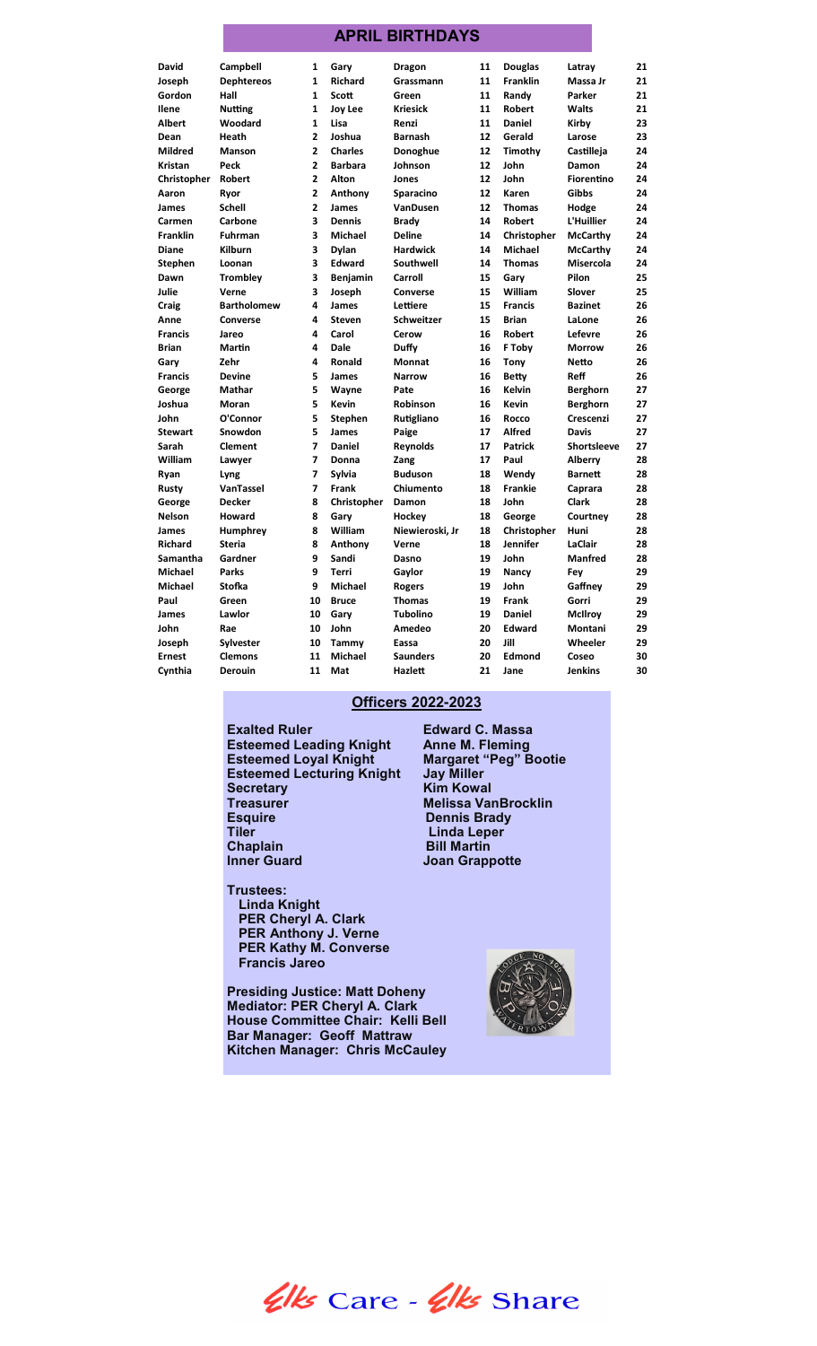## APRIL BIRTHDAYS

| | | | | | | | | |
|---|---|---|---|---|---|---|---|---|
| David | Campbell | 1 | Gary | Dragon | 11 | Douglas | Latray | 21 |
| Joseph | Dephtereos | 1 | Richard | Grassmann | 11 | Franklin | Massa Jr | 21 |
| Gordon | Hall | 1 | Scott | Green | 11 | Randy | Parker | 21 |
| Ilene | Nutting | 1 | Joy Lee | Kriesick | 11 | Robert | Walts | 21 |
| Albert | Woodard | 1 | Lisa | Renzi | 11 | Daniel | Kirby | 23 |
| Dean | Heath | 2 | Joshua | Barnash | 12 | Gerald | Larose | 23 |
| Mildred | Manson | 2 | Charles | Donoghue | 12 | Timothy | Castilleja | 24 |
| Kristan | Peck | 2 | Barbara | Johnson | 12 | John | Damon | 24 |
| Christopher | Robert | 2 | Alton | Jones | 12 | John | Fiorentino | 24 |
| Aaron | Ryor | 2 | Anthony | Sparacino | 12 | Karen | Gibbs | 24 |
| James | Schell | 2 | James | VanDusen | 12 | Thomas | Hodge | 24 |
| Carmen | Carbone | 3 | Dennis | Brady | 14 | Robert | L'Huillier | 24 |
| Franklin | Fuhrman | 3 | Michael | Deline | 14 | Christopher | McCarthy | 24 |
| Diane | Kilburn | 3 | Dylan | Hardwick | 14 | Michael | McCarthy | 24 |
| Stephen | Loonan | 3 | Edward | Southwell | 14 | Thomas | Misercola | 24 |
| Dawn | Trombley | 3 | Benjamin | Carroll | 15 | Gary | Pilon | 25 |
| Julie | Verne | 3 | Joseph | Converse | 15 | William | Slover | 25 |
| Craig | Bartholomew | 4 | James | Lettiere | 15 | Francis | Bazinet | 26 |
| Anne | Converse | 4 | Steven | Schweitzer | 15 | Brian | LaLone | 26 |
| Francis | Jareo | 4 | Carol | Cerow | 16 | Robert | Lefevre | 26 |
| Brian | Martin | 4 | Dale | Duffy | 16 | F Toby | Morrow | 26 |
| Gary | Zehr | 4 | Ronald | Monnat | 16 | Tony | Netto | 26 |
| Francis | Devine | 5 | James | Narrow | 16 | Betty | Reff | 26 |
| George | Mathar | 5 | Wayne | Pate | 16 | Kelvin | Berghorn | 27 |
| Joshua | Moran | 5 | Kevin | Robinson | 16 | Kevin | Berghorn | 27 |
| John | O'Connor | 5 | Stephen | Rutigliano | 16 | Rocco | Crescenzi | 27 |
| Stewart | Snowdon | 5 | James | Paige | 17 | Alfred | Davis | 27 |
| Sarah | Clement | 7 | Daniel | Reynolds | 17 | Patrick | Shortsleeve | 27 |
| William | Lawyer | 7 | Donna | Zang | 17 | Paul | Alberry | 28 |
| Ryan | Lyng | 7 | Sylvia | Buduson | 18 | Wendy | Barnett | 28 |
| Rusty | VanTassel | 7 | Frank | Chiumento | 18 | Frankie | Caprara | 28 |
| George | Decker | 8 | Christopher | Damon | 18 | John | Clark | 28 |
| Nelson | Howard | 8 | Gary | Hockey | 18 | George | Courtney | 28 |
| James | Humphrey | 8 | William | Niewieroski, Jr | 18 | Christopher | Huni | 28 |
| Richard | Steria | 8 | Anthony | Verne | 18 | Jennifer | LaClair | 28 |
| Samantha | Gardner | 9 | Sandi | Dasno | 19 | John | Manfred | 28 |
| Michael | Parks | 9 | Terri | Gaylor | 19 | Nancy | Fey | 29 |
| Michael | Stofka | 9 | Michael | Rogers | 19 | John | Gaffney | 29 |
| Paul | Green | 10 | Bruce | Thomas | 19 | Frank | Gorri | 29 |
| James | Lawlor | 10 | Gary | Tubolino | 19 | Daniel | McIlroy | 29 |
| John | Rae | 10 | John | Amedeo | 20 | Edward | Montani | 29 |
| Joseph | Sylvester | 10 | Tammy | Eassa | 20 | Jill | Wheeler | 29 |
| Ernest | Clemons | 11 | Michael | Saunders | 20 | Edmond | Coseo | 30 |
| Cynthia | Derouin | 11 | Mat | Hazlett | 21 | Jane | Jenkins | 30 |

## Officers 2022-2023

| | |
|---|---|
| **Exalted Ruler** | **Edward C. Massa** |
| **Esteemed Leading Knight** | **Anne M. Fleming** |
| **Esteemed Loyal Knight** | **Margaret "Peg" Bootie** |
| **Esteemed Lecturing Knight** | **Jay Miller** |
| **Secretary** | **Kim Kowal** |
| **Treasurer** | **Melissa VanBrocklin** |
| **Esquire** | **Dennis Brady** |
| **Tiler** | **Linda Leper** |
| **Chaplain** | **Bill Martin** |
| **Inner Guard** | **Joan Grappotte** |

**Trustees:**

- **Linda Knight**
- **PER Cheryl A. Clark**
- **PER Anthony J. Verne**
- **PER Kathy M. Converse**
- **Francis Jareo**

**Presiding Justice: Matt Doheny**
**Mediator: PER Cheryl A. Clark**
**House Committee Chair: Kelli Bell**
**Bar Manager: Geoff Mattraw**
**Kitchen Manager: Chris McCauley**

*Elks* Care - *Elks* Share